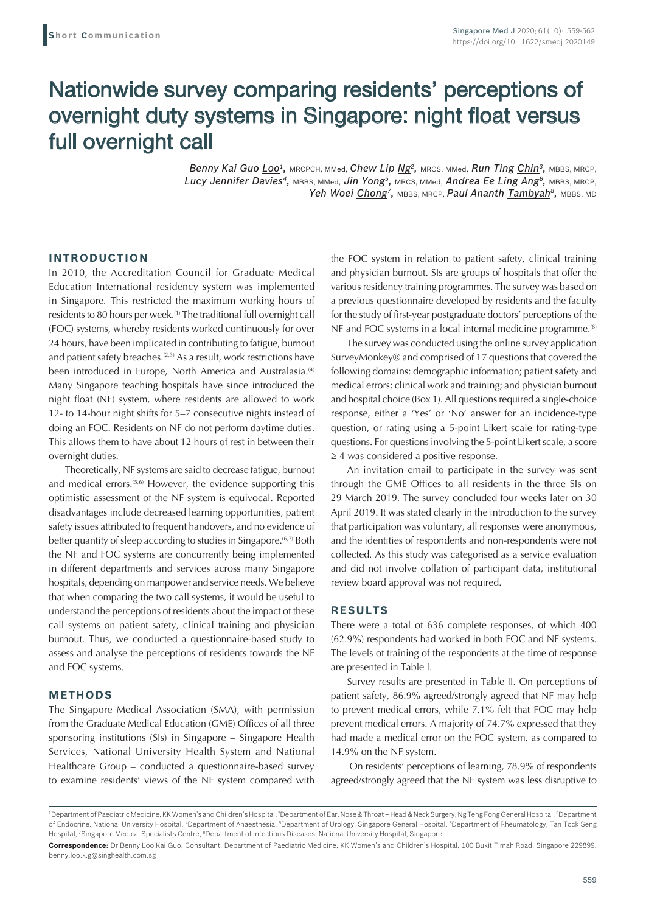Short Communication

# Nationwide survey comparing residents' perceptions of overnight duty systems in Singapore: night float versus full overnight call

*Benny Kai Guo Loo*[1], MRCPCH, MMed, *Chew Lip Ng*[2], MRCS, MMed, *Run Ting Chin*[3], MBBS, MRCP, *Lucy Jennifer Davies*[4], MBBS, MMed, *Jin Yong*[5], MRCS, MMed, *Andrea Ee Ling Ang*[6], MBBS, MRCP, *Yeh Woei Chong*[7], MBBS, MRCP, *Paul Ananth Tambyah*[8], MBBS, MD

## INTRODUCTION

In 2010, the Accreditation Council for Graduate Medical Education International residency system was implemented in Singapore. This restricted the maximum working hours of residents to 80 hours per week.[1] The traditional full overnight call (FOC) systems, whereby residents worked continuously for over 24 hours, have been implicated in contributing to fatigue, burnout and patient safety breaches.[2,3] As a result, work restrictions have been introduced in Europe, North America and Australasia.[4] Many Singapore teaching hospitals have since introduced the night float (NF) system, where residents are allowed to work 12- to 14-hour night shifts for 5–7 consecutive nights instead of doing an FOC. Residents on NF do not perform daytime duties. This allows them to have about 12 hours of rest in between their overnight duties.

Theoretically, NF systems are said to decrease fatigue, burnout and medical errors.[5,6] However, the evidence supporting this optimistic assessment of the NF system is equivocal. Reported disadvantages include decreased learning opportunities, patient safety issues attributed to frequent handovers, and no evidence of better quantity of sleep according to studies in Singapore.[6,7] Both the NF and FOC systems are concurrently being implemented in different departments and services across many Singapore hospitals, depending on manpower and service needs. We believe that when comparing the two call systems, it would be useful to understand the perceptions of residents about the impact of these call systems on patient safety, clinical training and physician burnout. Thus, we conducted a questionnaire-based study to assess and analyse the perceptions of residents towards the NF and FOC systems.

## METHODS

The Singapore Medical Association (SMA), with permission from the Graduate Medical Education (GME) Offices of all three sponsoring institutions (SIs) in Singapore – Singapore Health Services, National University Health System and National Healthcare Group – conducted a questionnaire-based survey to examine residents' views of the NF system compared with the FOC system in relation to patient safety, clinical training and physician burnout. SIs are groups of hospitals that offer the various residency training programmes. The survey was based on a previous questionnaire developed by residents and the faculty for the study of first-year postgraduate doctors' perceptions of the NF and FOC systems in a local internal medicine programme.[8]

The survey was conducted using the online survey application SurveyMonkey® and comprised of 17 questions that covered the following domains: demographic information; patient safety and medical errors; clinical work and training; and physician burnout and hospital choice (Box 1). All questions required a single-choice response, either a 'Yes' or 'No' answer for an incidence-type question, or rating using a 5-point Likert scale for rating-type questions. For questions involving the 5-point Likert scale, a score ≥ 4 was considered a positive response.

An invitation email to participate in the survey was sent through the GME Offices to all residents in the three SIs on 29 March 2019. The survey concluded four weeks later on 30 April 2019. It was stated clearly in the introduction to the survey that participation was voluntary, all responses were anonymous, and the identities of respondents and non-respondents were not collected. As this study was categorised as a service evaluation and did not involve collation of participant data, institutional review board approval was not required.

## RESULTS

There were a total of 636 complete responses, of which 400 (62.9%) respondents had worked in both FOC and NF systems. The levels of training of the respondents at the time of response are presented in Table I.

Survey results are presented in Table II. On perceptions of patient safety, 86.9% agreed/strongly agreed that NF may help to prevent medical errors, while 7.1% felt that FOC may help prevent medical errors. A majority of 74.7% expressed that they had made a medical error on the FOC system, as compared to 14.9% on the NF system.

On residents' perceptions of learning, 78.9% of respondents agreed/strongly agreed that the NF system was less disruptive to

[1]Department of Paediatric Medicine, KK Women's and Children's Hospital, [2]Department of Ear, Nose & Throat – Head & Neck Surgery, Ng Teng Fong General Hospital, [3]Department of Endocrine, National University Hospital, [4]Department of Anaesthesia, [5]Department of Urology, Singapore General Hospital, [6]Department of Rheumatology, Tan Tock Seng Hospital, [7]Singapore Medical Specialists Centre, [8]Department of Infectious Diseases, National University Hospital, Singapore

**Correspondence:** Dr Benny Loo Kai Guo, Consultant, Department of Paediatric Medicine, KK Women's and Children's Hospital, 100 Bukit Timah Road, Singapore 229899. benny.loo.k.g@singhealth.com.sg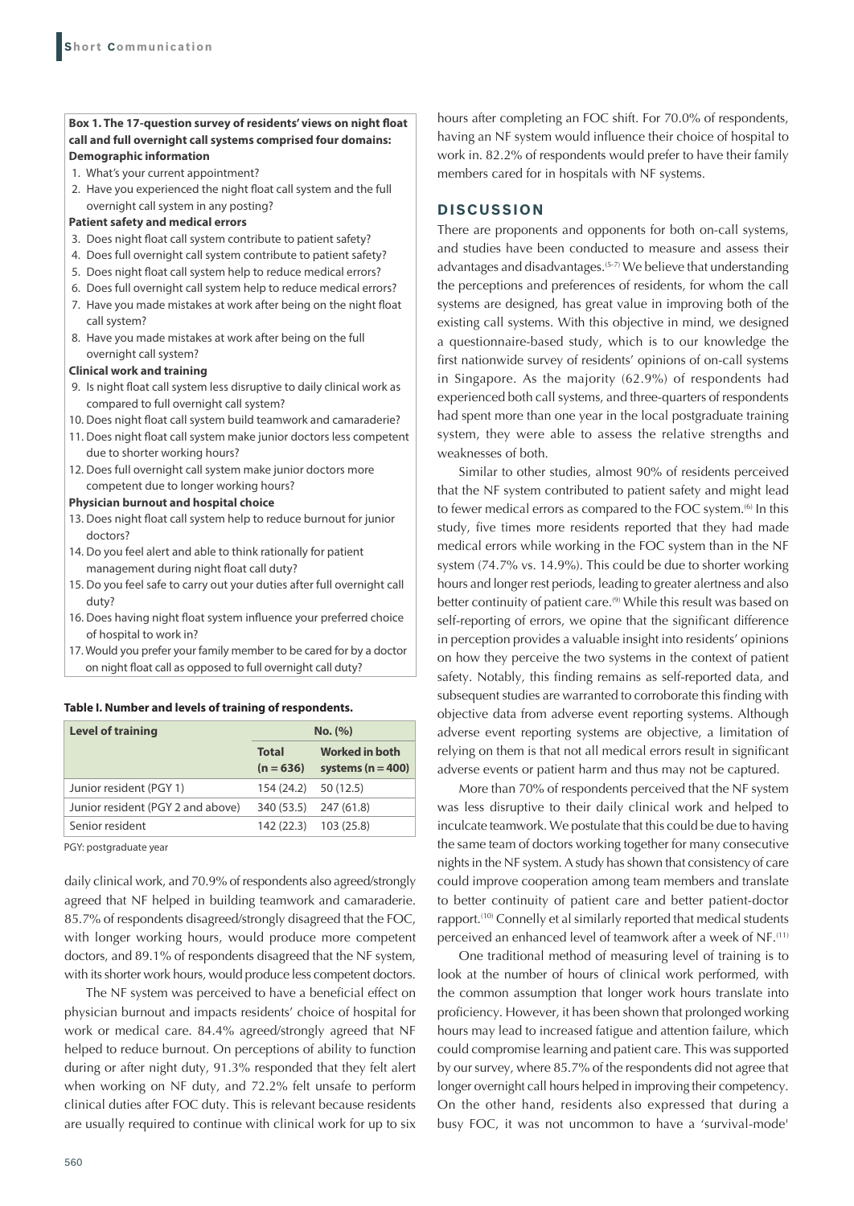**Box 1. The 17-question survey of residents' views on night float call and full overnight call systems comprised four domains:**

**Demographic information**

1. What's your current appointment?
2. Have you experienced the night float call system and the full overnight call system in any posting?

**Patient safety and medical errors**

3. Does night float call system contribute to patient safety?
4. Does full overnight call system contribute to patient safety?
5. Does night float call system help to reduce medical errors?
6. Does full overnight call system help to reduce medical errors?
7. Have you made mistakes at work after being on the night float call system?
8. Have you made mistakes at work after being on the full overnight call system?

**Clinical work and training**

9. Is night float call system less disruptive to daily clinical work as compared to full overnight call system?
10. Does night float call system build teamwork and camaraderie?
11. Does night float call system make junior doctors less competent due to shorter working hours?
12. Does full overnight call system make junior doctors more competent due to longer working hours?

**Physician burnout and hospital choice**

13. Does night float call system help to reduce burnout for junior doctors?
14. Do you feel alert and able to think rationally for patient management during night float call duty?
15. Do you feel safe to carry out your duties after full overnight call duty?
16. Does having night float system influence your preferred choice of hospital to work in?
17. Would you prefer your family member to be cared for by a doctor on night float call as opposed to full overnight call duty?

**Table I. Number and levels of training of respondents.**

| Level of training | No. (%) | |
|---|---|---|
| | Total (n = 636) | Worked in both systems (n = 400) |
| Junior resident (PGY 1) | 154 (24.2) | 50 (12.5) |
| Junior resident (PGY 2 and above) | 340 (53.5) | 247 (61.8) |
| Senior resident | 142 (22.3) | 103 (25.8) |

PGY: postgraduate year

daily clinical work, and 70.9% of respondents also agreed/strongly agreed that NF helped in building teamwork and camaraderie. 85.7% of respondents disagreed/strongly disagreed that the FOC, with longer working hours, would produce more competent doctors, and 89.1% of respondents disagreed that the NF system, with its shorter work hours, would produce less competent doctors.

The NF system was perceived to have a beneficial effect on physician burnout and impacts residents' choice of hospital for work or medical care. 84.4% agreed/strongly agreed that NF helped to reduce burnout. On perceptions of ability to function during or after night duty, 91.3% responded that they felt alert when working on NF duty, and 72.2% felt unsafe to perform clinical duties after FOC duty. This is relevant because residents are usually required to continue with clinical work for up to six hours after completing an FOC shift. For 70.0% of respondents, having an NF system would influence their choice of hospital to work in. 82.2% of respondents would prefer to have their family members cared for in hospitals with NF systems.

## DISCUSSION

There are proponents and opponents for both on-call systems, and studies have been conducted to measure and assess their advantages and disadvantages.[5-7] We believe that understanding the perceptions and preferences of residents, for whom the call systems are designed, has great value in improving both of the existing call systems. With this objective in mind, we designed a questionnaire-based study, which is to our knowledge the first nationwide survey of residents' opinions of on-call systems in Singapore. As the majority (62.9%) of respondents had experienced both call systems, and three-quarters of respondents had spent more than one year in the local postgraduate training system, they were able to assess the relative strengths and weaknesses of both.

Similar to other studies, almost 90% of residents perceived that the NF system contributed to patient safety and might lead to fewer medical errors as compared to the FOC system.[6] In this study, five times more residents reported that they had made medical errors while working in the FOC system than in the NF system (74.7% vs. 14.9%). This could be due to shorter working hours and longer rest periods, leading to greater alertness and also better continuity of patient care.[9] While this result was based on self-reporting of errors, we opine that the significant difference in perception provides a valuable insight into residents' opinions on how they perceive the two systems in the context of patient safety. Notably, this finding remains as self-reported data, and subsequent studies are warranted to corroborate this finding with objective data from adverse event reporting systems. Although adverse event reporting systems are objective, a limitation of relying on them is that not all medical errors result in significant adverse events or patient harm and thus may not be captured.

More than 70% of respondents perceived that the NF system was less disruptive to their daily clinical work and helped to inculcate teamwork. We postulate that this could be due to having the same team of doctors working together for many consecutive nights in the NF system. A study has shown that consistency of care could improve cooperation among team members and translate to better continuity of patient care and better patient-doctor rapport.[10] Connelly et al similarly reported that medical students perceived an enhanced level of teamwork after a week of NF.[11]

One traditional method of measuring level of training is to look at the number of hours of clinical work performed, with the common assumption that longer work hours translate into proficiency. However, it has been shown that prolonged working hours may lead to increased fatigue and attention failure, which could compromise learning and patient care. This was supported by our survey, where 85.7% of the respondents did not agree that longer overnight call hours helped in improving their competency. On the other hand, residents also expressed that during a busy FOC, it was not uncommon to have a 'survival-mode'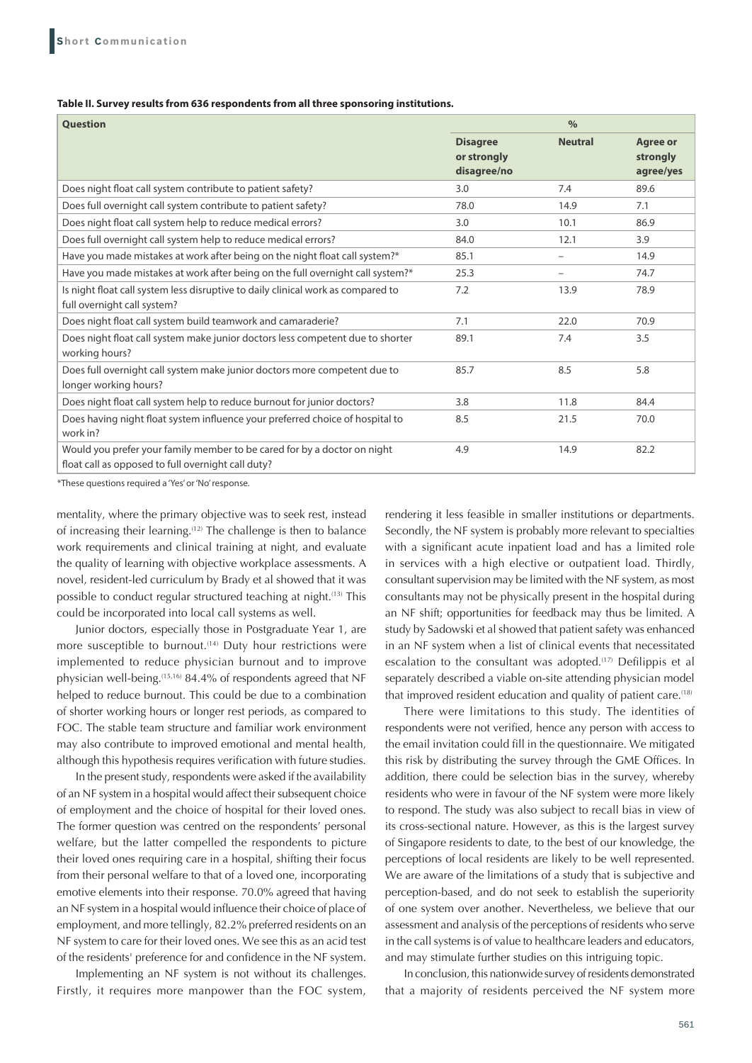**Table II. Survey results from 636 respondents from all three sponsoring institutions.**

| Question | % | | |
|---|---|---|---|
| | Disagree or strongly disagree/no | Neutral | Agree or strongly agree/yes |
| Does night float call system contribute to patient safety? | 3.0 | 7.4 | 89.6 |
| Does full overnight call system contribute to patient safety? | 78.0 | 14.9 | 7.1 |
| Does night float call system help to reduce medical errors? | 3.0 | 10.1 | 86.9 |
| Does full overnight call system help to reduce medical errors? | 84.0 | 12.1 | 3.9 |
| Have you made mistakes at work after being on the night float call system?* | 85.1 | – | 14.9 |
| Have you made mistakes at work after being on the full overnight call system?* | 25.3 | – | 74.7 |
| Is night float call system less disruptive to daily clinical work as compared to full overnight call system? | 7.2 | 13.9 | 78.9 |
| Does night float call system build teamwork and camaraderie? | 7.1 | 22.0 | 70.9 |
| Does night float call system make junior doctors less competent due to shorter working hours? | 89.1 | 7.4 | 3.5 |
| Does full overnight call system make junior doctors more competent due to longer working hours? | 85.7 | 8.5 | 5.8 |
| Does night float call system help to reduce burnout for junior doctors? | 3.8 | 11.8 | 84.4 |
| Does having night float system influence your preferred choice of hospital to work in? | 8.5 | 21.5 | 70.0 |
| Would you prefer your family member to be cared for by a doctor on night float call as opposed to full overnight call duty? | 4.9 | 14.9 | 82.2 |

*These questions required a 'Yes' or 'No' response.

mentality, where the primary objective was to seek rest, instead of increasing their learning.[12] The challenge is then to balance work requirements and clinical training at night, and evaluate the quality of learning with objective workplace assessments. A novel, resident-led curriculum by Brady et al showed that it was possible to conduct regular structured teaching at night.[13] This could be incorporated into local call systems as well.

Junior doctors, especially those in Postgraduate Year 1, are more susceptible to burnout.[14] Duty hour restrictions were implemented to reduce physician burnout and to improve physician well-being.[15,16] 84.4% of respondents agreed that NF helped to reduce burnout. This could be due to a combination of shorter working hours or longer rest periods, as compared to FOC. The stable team structure and familiar work environment may also contribute to improved emotional and mental health, although this hypothesis requires verification with future studies.

In the present study, respondents were asked if the availability of an NF system in a hospital would affect their subsequent choice of employment and the choice of hospital for their loved ones. The former question was centred on the respondents' personal welfare, but the latter compelled the respondents to picture their loved ones requiring care in a hospital, shifting their focus from their personal welfare to that of a loved one, incorporating emotive elements into their response. 70.0% agreed that having an NF system in a hospital would influence their choice of place of employment, and more tellingly, 82.2% preferred residents on an NF system to care for their loved ones. We see this as an acid test of the residents' preference for and confidence in the NF system.

Implementing an NF system is not without its challenges. Firstly, it requires more manpower than the FOC system, rendering it less feasible in smaller institutions or departments. Secondly, the NF system is probably more relevant to specialties with a significant acute inpatient load and has a limited role in services with a high elective or outpatient load. Thirdly, consultant supervision may be limited with the NF system, as most consultants may not be physically present in the hospital during an NF shift; opportunities for feedback may thus be limited. A study by Sadowski et al showed that patient safety was enhanced in an NF system when a list of clinical events that necessitated escalation to the consultant was adopted.[17] Defilippis et al separately described a viable on-site attending physician model that improved resident education and quality of patient care.[18]

There were limitations to this study. The identities of respondents were not verified, hence any person with access to the email invitation could fill in the questionnaire. We mitigated this risk by distributing the survey through the GME Offices. In addition, there could be selection bias in the survey, whereby residents who were in favour of the NF system were more likely to respond. The study was also subject to recall bias in view of its cross-sectional nature. However, as this is the largest survey of Singapore residents to date, to the best of our knowledge, the perceptions of local residents are likely to be well represented. We are aware of the limitations of a study that is subjective and perception-based, and do not seek to establish the superiority of one system over another. Nevertheless, we believe that our assessment and analysis of the perceptions of residents who serve in the call systems is of value to healthcare leaders and educators, and may stimulate further studies on this intriguing topic.

In conclusion, this nationwide survey of residents demonstrated that a majority of residents perceived the NF system more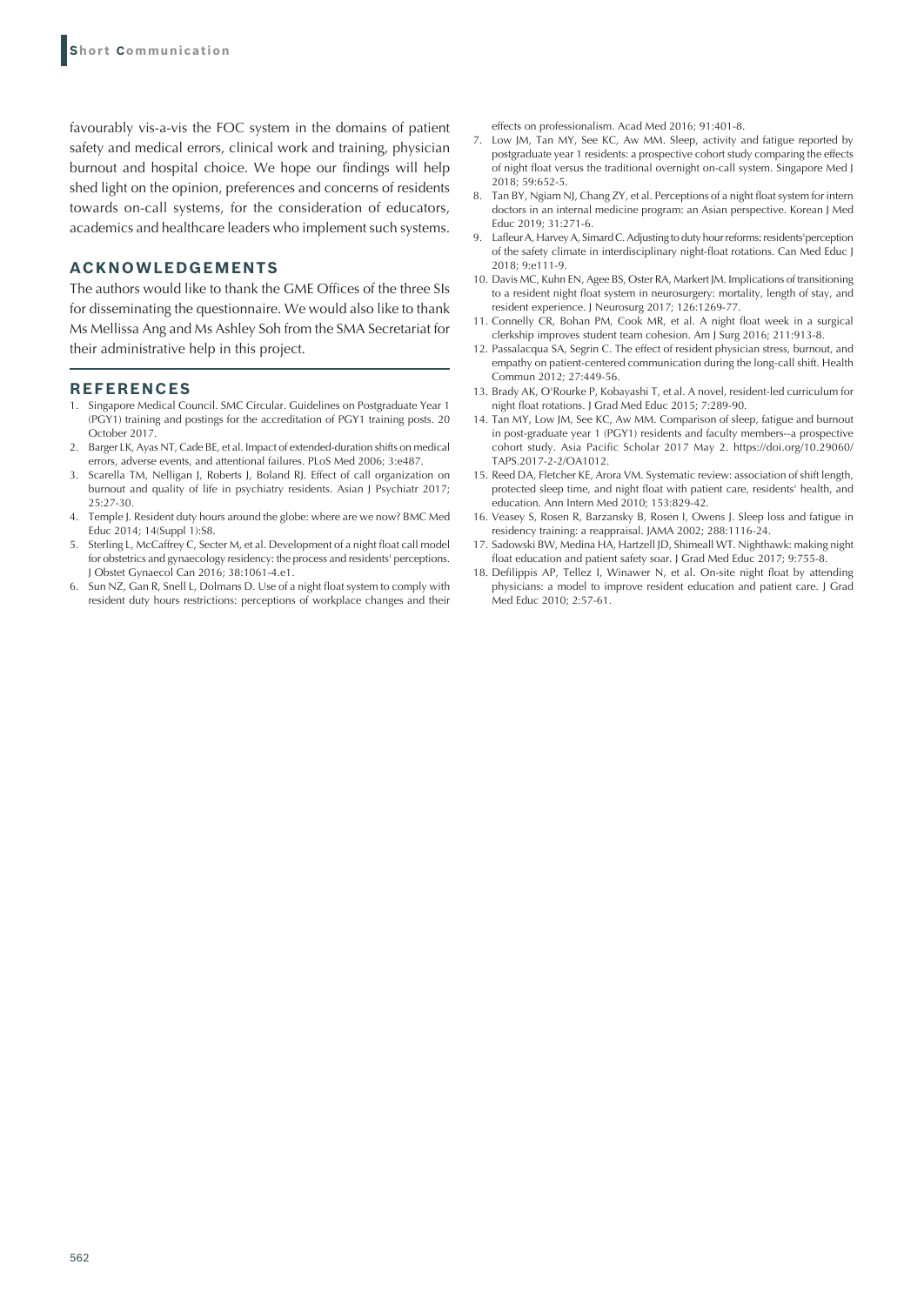favourably vis-a-vis the FOC system in the domains of patient safety and medical errors, clinical work and training, physician burnout and hospital choice. We hope our findings will help shed light on the opinion, preferences and concerns of residents towards on-call systems, for the consideration of educators, academics and healthcare leaders who implement such systems.

## ACKNOWLEDGEMENTS

The authors would like to thank the GME Offices of the three SIs for disseminating the questionnaire. We would also like to thank Ms Mellissa Ang and Ms Ashley Soh from the SMA Secretariat for their administrative help in this project.

## REFERENCES

1. Singapore Medical Council. SMC Circular. Guidelines on Postgraduate Year 1 (PGY1) training and postings for the accreditation of PGY1 training posts. 20 October 2017.
2. Barger LK, Ayas NT, Cade BE, et al. Impact of extended-duration shifts on medical errors, adverse events, and attentional failures. PLoS Med 2006; 3:e487.
3. Scarella TM, Nelligan J, Roberts J, Boland RJ. Effect of call organization on burnout and quality of life in psychiatry residents. Asian J Psychiatr 2017; 25:27-30.
4. Temple J. Resident duty hours around the globe: where are we now? BMC Med Educ 2014; 14(Suppl 1):S8.
5. Sterling L, McCaffrey C, Secter M, et al. Development of a night float call model for obstetrics and gynaecology residency: the process and residents' perceptions. J Obstet Gynaecol Can 2016; 38:1061-4.e1.
6. Sun NZ, Gan R, Snell L, Dolmans D. Use of a night float system to comply with resident duty hours restrictions: perceptions of workplace changes and their effects on professionalism. Acad Med 2016; 91:401-8.
7. Low JM, Tan MY, See KC, Aw MM. Sleep, activity and fatigue reported by postgraduate year 1 residents: a prospective cohort study comparing the effects of night float versus the traditional overnight on-call system. Singapore Med J 2018; 59:652-5.
8. Tan BY, Ngiam NJ, Chang ZY, et al. Perceptions of a night float system for intern doctors in an internal medicine program: an Asian perspective. Korean J Med Educ 2019; 31:271-6.
9. Lafleur A, Harvey A, Simard C. Adjusting to duty hour reforms: residents'perception of the safety climate in interdisciplinary night-float rotations. Can Med Educ J 2018; 9:e111-9.
10. Davis MC, Kuhn EN, Agee BS, Oster RA, Markert JM. Implications of transitioning to a resident night float system in neurosurgery: mortality, length of stay, and resident experience. J Neurosurg 2017; 126:1269-77.
11. Connelly CR, Bohan PM, Cook MR, et al. A night float week in a surgical clerkship improves student team cohesion. Am J Surg 2016; 211:913-8.
12. Passalacqua SA, Segrin C. The effect of resident physician stress, burnout, and empathy on patient-centered communication during the long-call shift. Health Commun 2012; 27:449-56.
13. Brady AK, O'Rourke P, Kobayashi T, et al. A novel, resident-led curriculum for night float rotations. J Grad Med Educ 2015; 7:289-90.
14. Tan MY, Low JM, See KC, Aw MM. Comparison of sleep, fatigue and burnout in post-graduate year 1 (PGY1) residents and faculty members--a prospective cohort study. Asia Pacific Scholar 2017 May 2. https://doi.org/10.29060/TAPS.2017-2-2/OA1012.
15. Reed DA, Fletcher KE, Arora VM. Systematic review: association of shift length, protected sleep time, and night float with patient care, residents' health, and education. Ann Intern Med 2010; 153:829-42.
16. Veasey S, Rosen R, Barzansky B, Rosen I, Owens J. Sleep loss and fatigue in residency training: a reappraisal. JAMA 2002; 288:1116-24.
17. Sadowski BW, Medina HA, Hartzell JD, Shimeall WT. Nighthawk: making night float education and patient safety soar. J Grad Med Educ 2017; 9:755-8.
18. Defilippis AP, Tellez I, Winawer N, et al. On-site night float by attending physicians: a model to improve resident education and patient care. J Grad Med Educ 2010; 2:57-61.